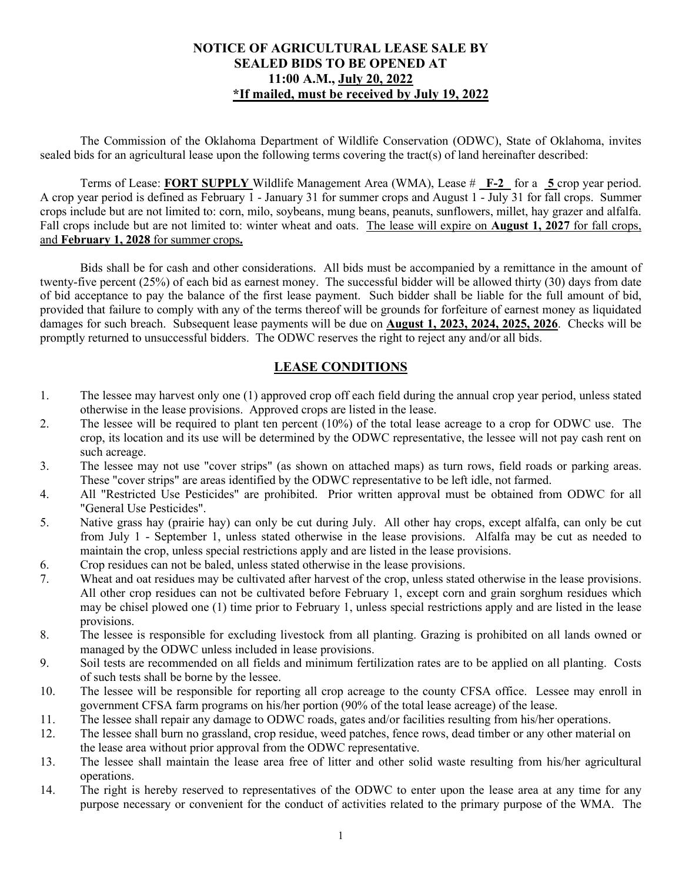**NOTICE OF AGRICULTURAL LEASE SALE BY SEALED BIDS TO BE OPENED AT 11:00 A.M., July 20, 2022**
**\*If mailed, must be received by July 19, 2022**

The Commission of the Oklahoma Department of Wildlife Conservation (ODWC), State of Oklahoma, invites sealed bids for an agricultural lease upon the following terms covering the tract(s) of land hereinafter described:

Terms of Lease: **FORT SUPPLY** Wildlife Management Area (WMA), Lease # **F-2** for a **5** crop year period. A crop year period is defined as February 1 - January 31 for summer crops and August 1 - July 31 for fall crops. Summer crops include but are not limited to: corn, milo, soybeans, mung beans, peanuts, sunflowers, millet, hay grazer and alfalfa. Fall crops include but are not limited to: winter wheat and oats. The lease will expire on **August 1, 2027** for fall crops, and **February 1, 2028** for summer crops**.**

Bids shall be for cash and other considerations. All bids must be accompanied by a remittance in the amount of twenty-five percent (25%) of each bid as earnest money. The successful bidder will be allowed thirty (30) days from date of bid acceptance to pay the balance of the first lease payment. Such bidder shall be liable for the full amount of bid, provided that failure to comply with any of the terms thereof will be grounds for forfeiture of earnest money as liquidated damages for such breach. Subsequent lease payments will be due on **August 1, 2023, 2024, 2025, 2026**. Checks will be promptly returned to unsuccessful bidders. The ODWC reserves the right to reject any and/or all bids.

## LEASE CONDITIONS

1. The lessee may harvest only one (1) approved crop off each field during the annual crop year period, unless stated otherwise in the lease provisions. Approved crops are listed in the lease.
2. The lessee will be required to plant ten percent (10%) of the total lease acreage to a crop for ODWC use. The crop, its location and its use will be determined by the ODWC representative, the lessee will not pay cash rent on such acreage.
3. The lessee may not use "cover strips" (as shown on attached maps) as turn rows, field roads or parking areas. These "cover strips" are areas identified by the ODWC representative to be left idle, not farmed.
4. All "Restricted Use Pesticides" are prohibited. Prior written approval must be obtained from ODWC for all "General Use Pesticides".
5. Native grass hay (prairie hay) can only be cut during July. All other hay crops, except alfalfa, can only be cut from July 1 - September 1, unless stated otherwise in the lease provisions. Alfalfa may be cut as needed to maintain the crop, unless special restrictions apply and are listed in the lease provisions.
6. Crop residues can not be baled, unless stated otherwise in the lease provisions.
7. Wheat and oat residues may be cultivated after harvest of the crop, unless stated otherwise in the lease provisions. All other crop residues can not be cultivated before February 1, except corn and grain sorghum residues which may be chisel plowed one (1) time prior to February 1, unless special restrictions apply and are listed in the lease provisions.
8. The lessee is responsible for excluding livestock from all planting. Grazing is prohibited on all lands owned or managed by the ODWC unless included in lease provisions.
9. Soil tests are recommended on all fields and minimum fertilization rates are to be applied on all planting. Costs of such tests shall be borne by the lessee.
10. The lessee will be responsible for reporting all crop acreage to the county CFSA office. Lessee may enroll in government CFSA farm programs on his/her portion (90% of the total lease acreage) of the lease.
11. The lessee shall repair any damage to ODWC roads, gates and/or facilities resulting from his/her operations.
12. The lessee shall burn no grassland, crop residue, weed patches, fence rows, dead timber or any other material on the lease area without prior approval from the ODWC representative.
13. The lessee shall maintain the lease area free of litter and other solid waste resulting from his/her agricultural operations.
14. The right is hereby reserved to representatives of the ODWC to enter upon the lease area at any time for any purpose necessary or convenient for the conduct of activities related to the primary purpose of the WMA. The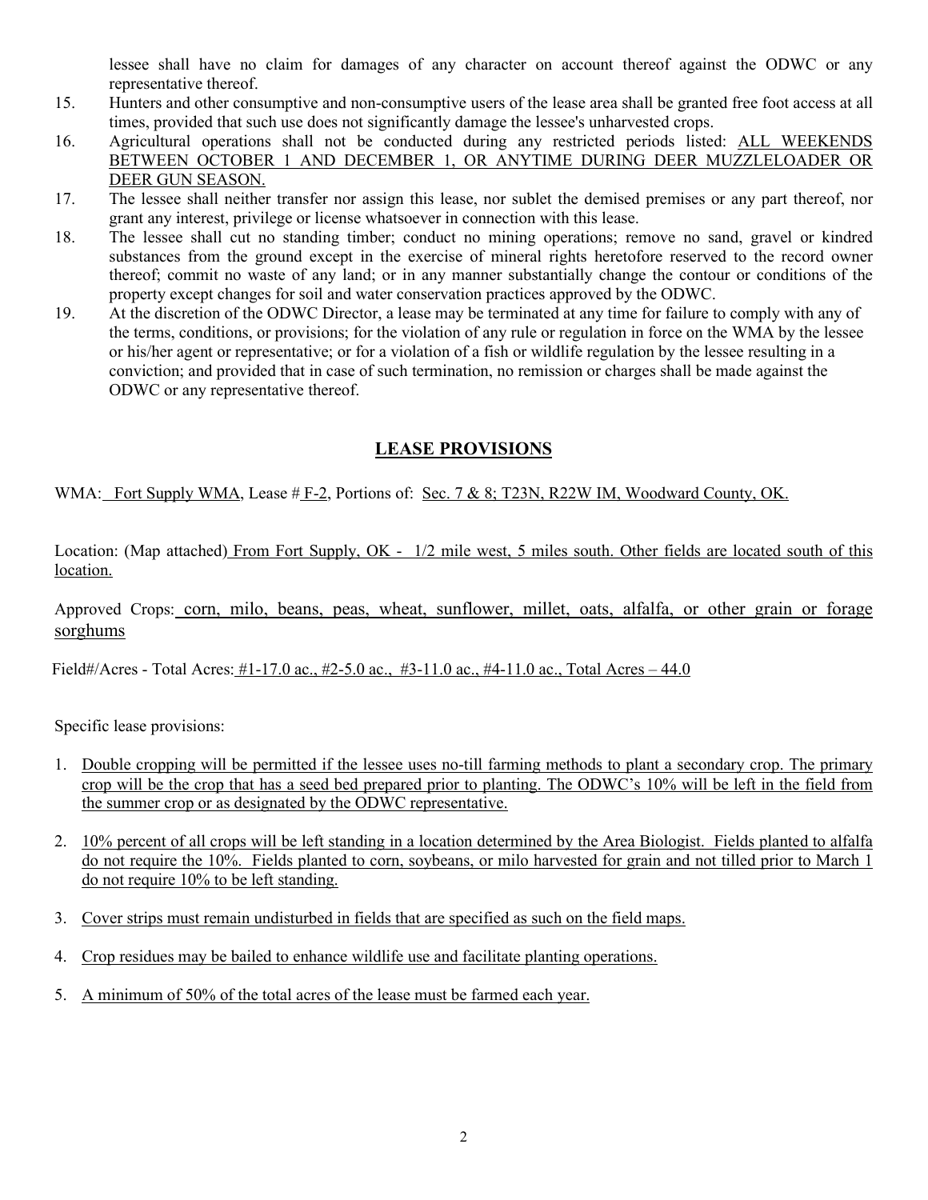lessee shall have no claim for damages of any character on account thereof against the ODWC or any representative thereof.

15. Hunters and other consumptive and non-consumptive users of the lease area shall be granted free foot access at all times, provided that such use does not significantly damage the lessee's unharvested crops.
16. Agricultural operations shall not be conducted during any restricted periods listed: ALL WEEKENDS BETWEEN OCTOBER 1 AND DECEMBER 1, OR ANYTIME DURING DEER MUZZLELOADER OR DEER GUN SEASON.
17. The lessee shall neither transfer nor assign this lease, nor sublet the demised premises or any part thereof, nor grant any interest, privilege or license whatsoever in connection with this lease.
18. The lessee shall cut no standing timber; conduct no mining operations; remove no sand, gravel or kindred substances from the ground except in the exercise of mineral rights heretofore reserved to the record owner thereof; commit no waste of any land; or in any manner substantially change the contour or conditions of the property except changes for soil and water conservation practices approved by the ODWC.
19. At the discretion of the ODWC Director, a lease may be terminated at any time for failure to comply with any of the terms, conditions, or provisions; for the violation of any rule or regulation in force on the WMA by the lessee or his/her agent or representative; or for a violation of a fish or wildlife regulation by the lessee resulting in a conviction; and provided that in case of such termination, no remission or charges shall be made against the ODWC or any representative thereof.

## LEASE PROVISIONS

WMA: Fort Supply WMA, Lease # F-2, Portions of: Sec. 7 & 8; T23N, R22W IM, Woodward County, OK.

Location: (Map attached) From Fort Supply, OK - 1/2 mile west, 5 miles south. Other fields are located south of this location.

Approved Crops: corn, milo, beans, peas, wheat, sunflower, millet, oats, alfalfa, or other grain or forage sorghums

Field#/Acres - Total Acres: #1-17.0 ac., #2-5.0 ac., #3-11.0 ac., #4-11.0 ac., Total Acres – 44.0

Specific lease provisions:

1. Double cropping will be permitted if the lessee uses no-till farming methods to plant a secondary crop. The primary crop will be the crop that has a seed bed prepared prior to planting. The ODWC's 10% will be left in the field from the summer crop or as designated by the ODWC representative.

2. 10% percent of all crops will be left standing in a location determined by the Area Biologist. Fields planted to alfalfa do not require the 10%. Fields planted to corn, soybeans, or milo harvested for grain and not tilled prior to March 1 do not require 10% to be left standing.

3. Cover strips must remain undisturbed in fields that are specified as such on the field maps.

4. Crop residues may be bailed to enhance wildlife use and facilitate planting operations.

5. A minimum of 50% of the total acres of the lease must be farmed each year.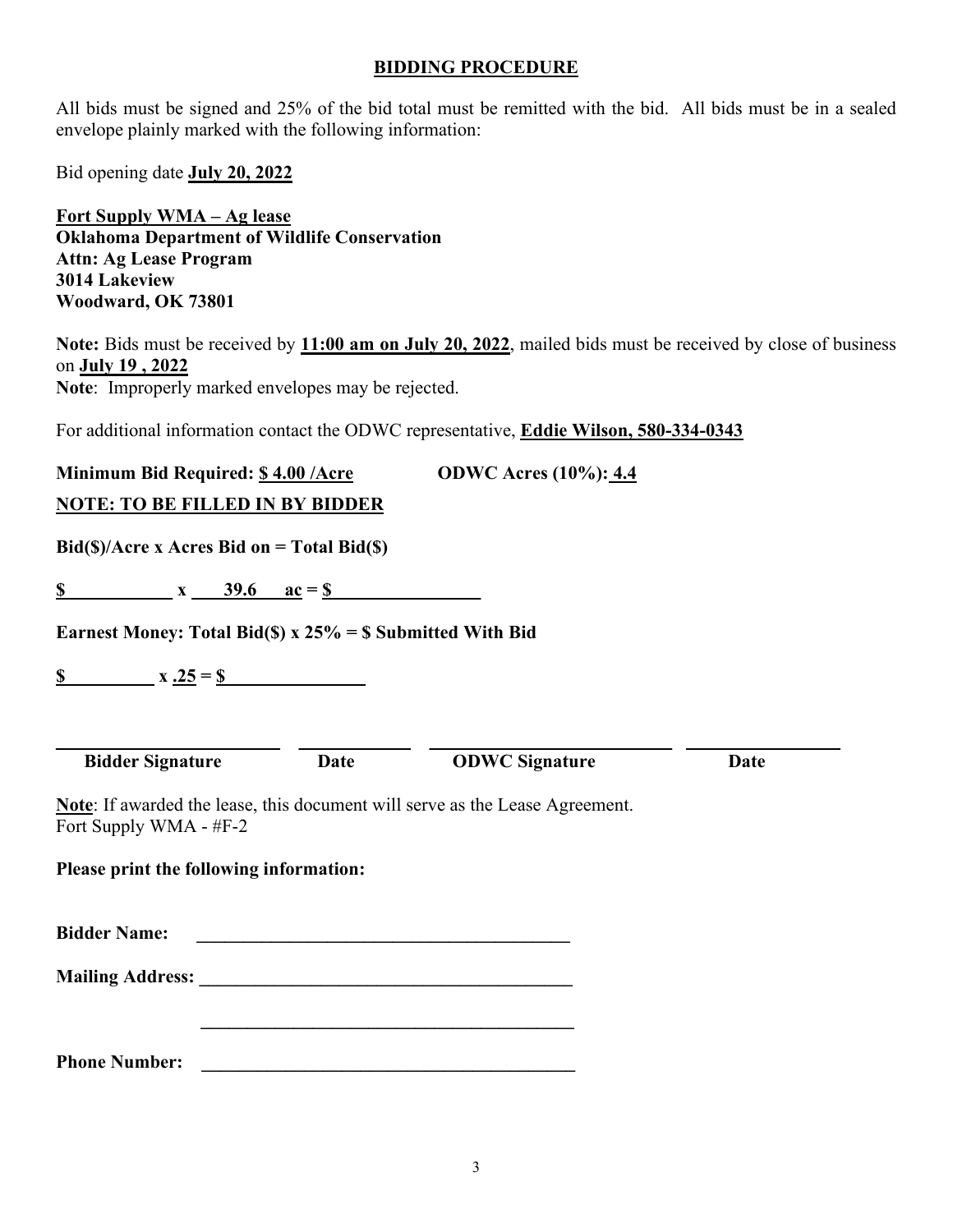## BIDDING PROCEDURE

All bids must be signed and 25% of the bid total must be remitted with the bid. All bids must be in a sealed envelope plainly marked with the following information:

Bid opening date **July 20, 2022**

**Fort Supply WMA – Ag lease**
**Oklahoma Department of Wildlife Conservation**
**Attn: Ag Lease Program**
**3014 Lakeview**
**Woodward, OK 73801**

**Note:** Bids must be received by **11:00 am on July 20, 2022**, mailed bids must be received by close of business on **July 19 , 2022**
**Note**: Improperly marked envelopes may be rejected.

For additional information contact the ODWC representative, **Eddie Wilson, 580-334-0343**

**Minimum Bid Required: $ 4.00 /Acre** **ODWC Acres (10%): 4.4**

**NOTE: TO BE FILLED IN BY BIDDER**

**Bid($)/Acre x Acres Bid on = Total Bid($)**

**$ ____________ x 39.6 ac = $ ________________**

**Earnest Money: Total Bid($) x 25% = $ Submitted With Bid**

**$ __________ x .25 = $ ________________**

| ________________ | ________ | ________________ | ________ |
|---|---|---|---|
| **Bidder Signature** | **Date** | **ODWC Signature** | **Date** |

**Note**: If awarded the lease, this document will serve as the Lease Agreement.
Fort Supply WMA - #F-2

**Please print the following information:**

**Bidder Name:** ________________________________________

**Mailing Address:** ________________________________________

________________________________________

**Phone Number:** ________________________________________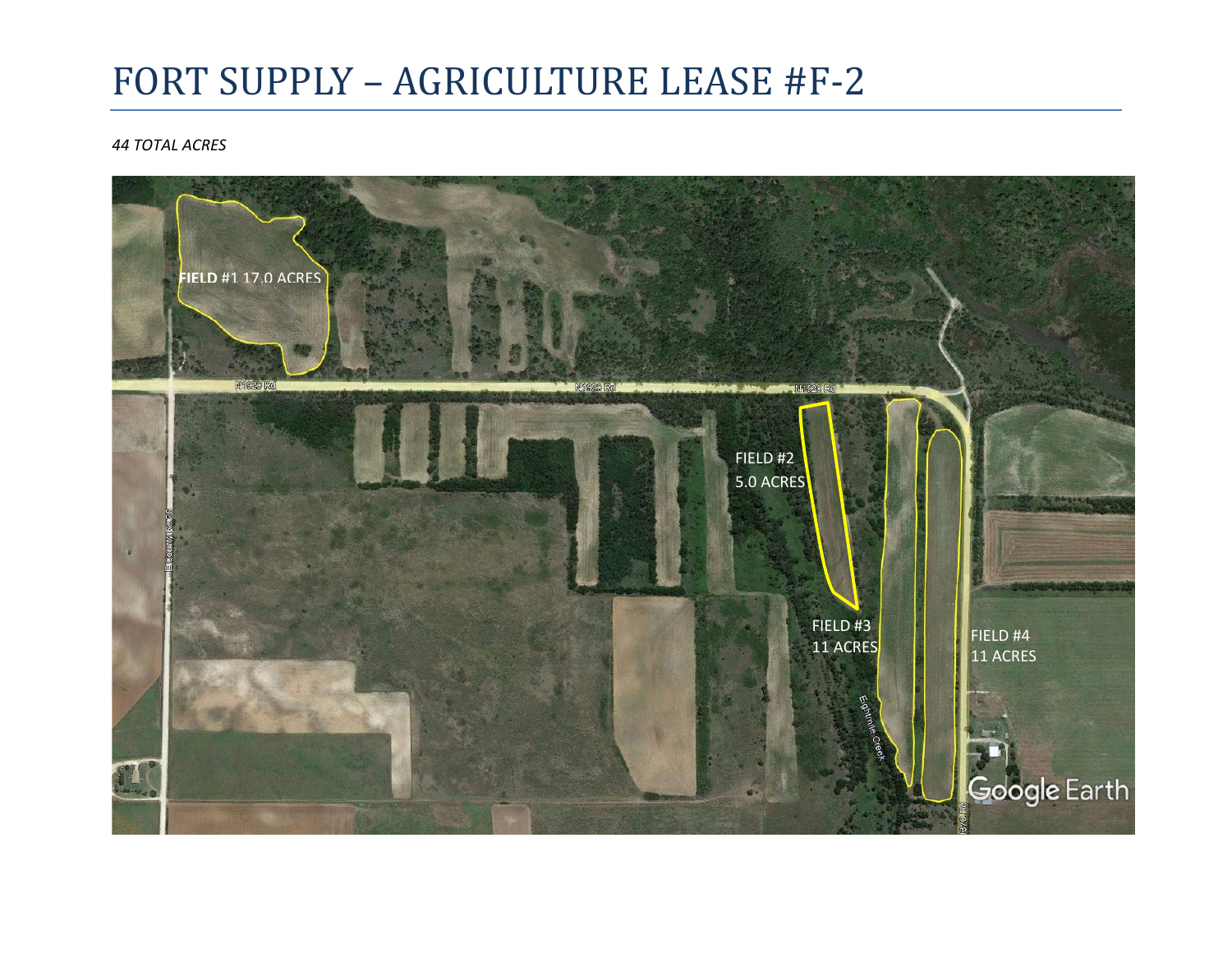# FORT SUPPLY – AGRICULTURE LEASE #F-2

*44 TOTAL ACRES*

FIELD #1 17.0 ACRES

FIELD #2
5.0 ACRES

FIELD #3
11 ACRES

FIELD #4
11 ACRES

N1920 Rd

Eightmile Creek

Google Earth